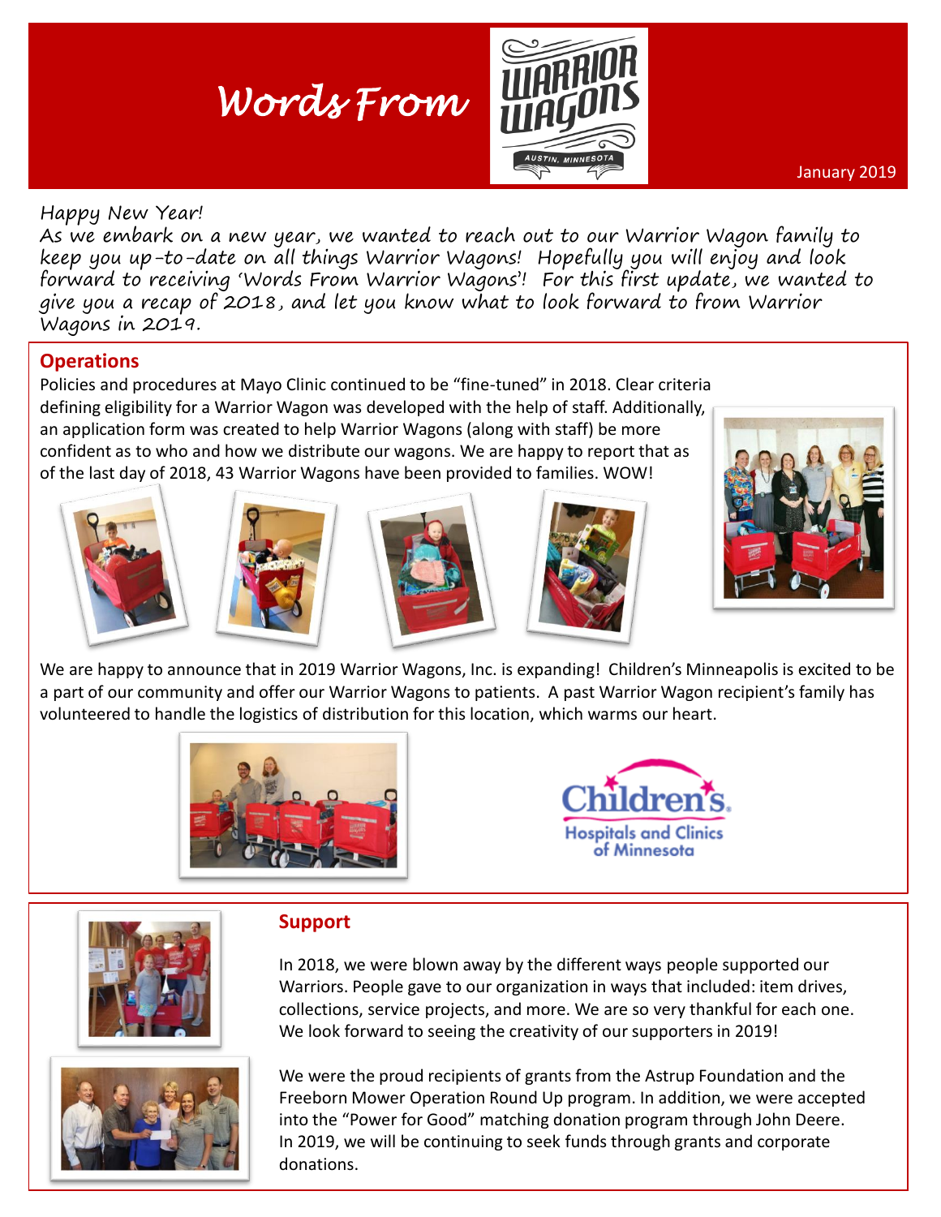# Words From Warrior Wagons

January 2019

Happy New Year!

As we embark on a new year, we wanted to reach out to our Warrior Wagon family to keep you up-to-date on all things Warrior Wagons! Hopefully you will enjoy and look forward to receiving 'Words From Warrior Wagons'! For this first update, we wanted to give you a recap of 2018, and let you know what to look forward to from Warrior Wagons in 2019.

## Operations

Policies and procedures at Mayo Clinic continued to be "fine-tuned" in 2018. Clear criteria defining eligibility for a Warrior Wagon was developed with the help of staff. Additionally, an application form was created to help Warrior Wagons (along with staff) be more confident as to who and how we distribute our wagons. We are happy to report that as of the last day of 2018, 43 Warrior Wagons have been provided to families. WOW!

We are happy to announce that in 2019 Warrior Wagons, Inc. is expanding! Children's Minneapolis is excited to be a part of our community and offer our Warrior Wagons to patients. A past Warrior Wagon recipient's family has volunteered to handle the logistics of distribution for this location, which warms our heart.

## Support

In 2018, we were blown away by the different ways people supported our Warriors. People gave to our organization in ways that included: item drives, collections, service projects, and more. We are so very thankful for each one. We look forward to seeing the creativity of our supporters in 2019!

We were the proud recipients of grants from the Astrup Foundation and the Freeborn Mower Operation Round Up program. In addition, we were accepted into the "Power for Good" matching donation program through John Deere. In 2019, we will be continuing to seek funds through grants and corporate donations.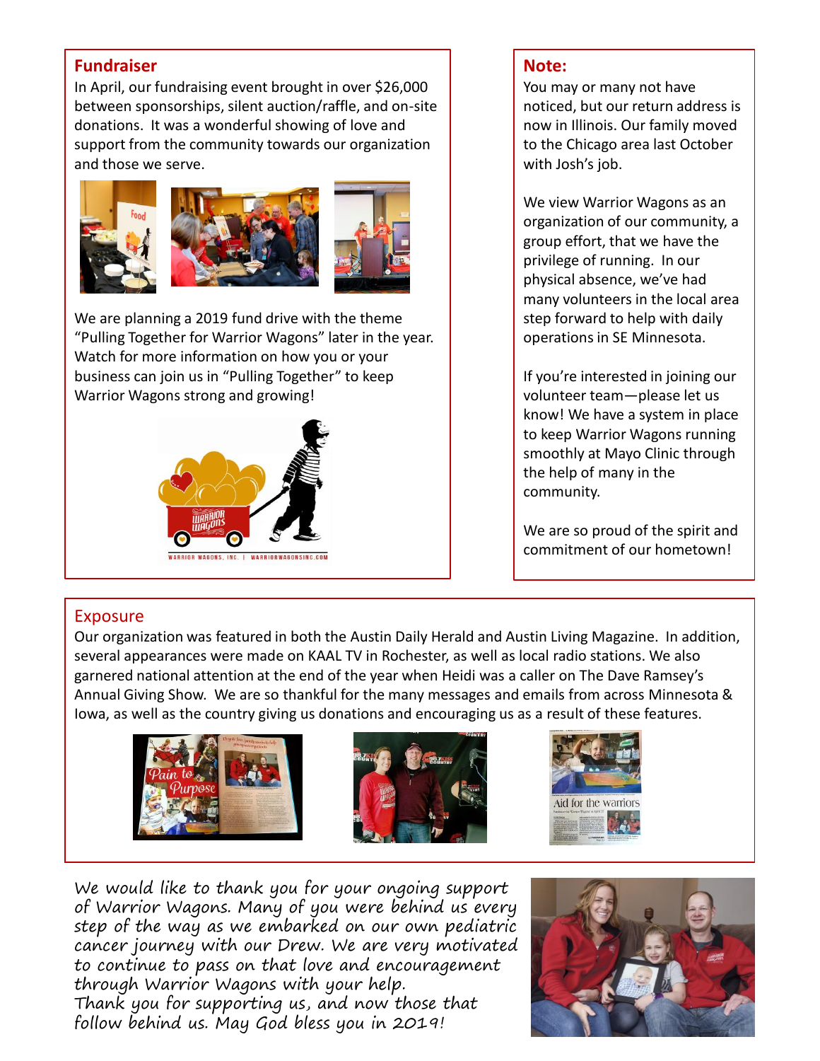## Fundraiser

In April, our fundraising event brought in over $26,000 between sponsorships, silent auction/raffle, and on-site donations. It was a wonderful showing of love and support from the community towards our organization and those we serve.

We are planning a 2019 fund drive with the theme "Pulling Together for Warrior Wagons" later in the year. Watch for more information on how you or your business can join us in "Pulling Together" to keep Warrior Wagons strong and growing!

## Note:

You may or many not have noticed, but our return address is now in Illinois. Our family moved to the Chicago area last October with Josh's job.

We view Warrior Wagons as an organization of our community, a group effort, that we have the privilege of running. In our physical absence, we've had many volunteers in the local area step forward to help with daily operations in SE Minnesota.

If you're interested in joining our volunteer team—please let us know! We have a system in place to keep Warrior Wagons running smoothly at Mayo Clinic through the help of many in the community.

We are so proud of the spirit and commitment of our hometown!

## Exposure

Our organization was featured in both the Austin Daily Herald and Austin Living Magazine. In addition, several appearances were made on KAAL TV in Rochester, as well as local radio stations. We also garnered national attention at the end of the year when Heidi was a caller on The Dave Ramsey's Annual Giving Show. We are so thankful for the many messages and emails from across Minnesota & Iowa, as well as the country giving us donations and encouraging us as a result of these features.

*We would like to thank you for your ongoing support of Warrior Wagons. Many of you were behind us every step of the way as we embarked on our own pediatric cancer journey with our Drew. We are very motivated to continue to pass on that love and encouragement through Warrior Wagons with your help. Thank you for supporting us, and now those that follow behind us. May God bless you in 2019!*